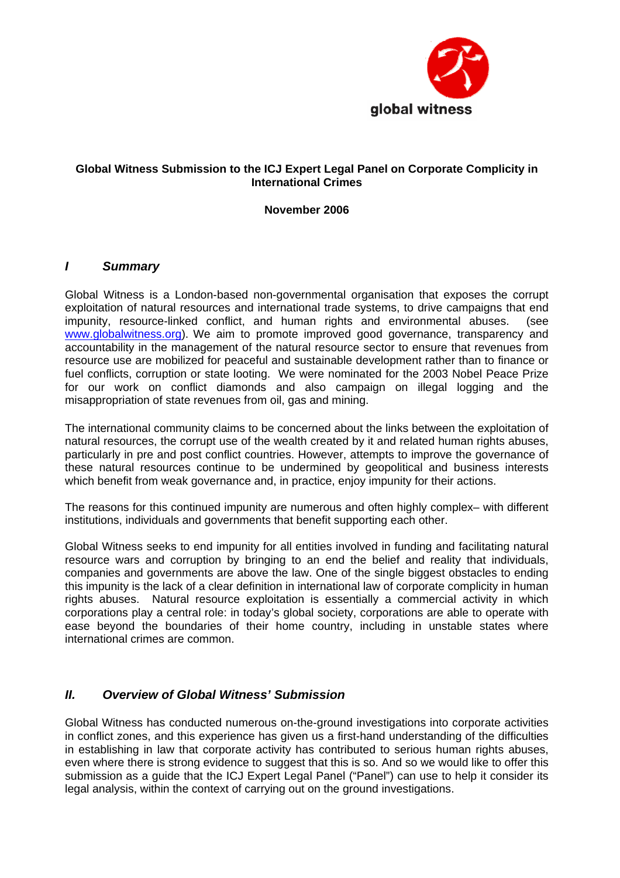global witness

**Global Witness Submission to the ICJ Expert Legal Panel on Corporate Complicity in International Crimes**

**November 2006**

## *I Summary*

Global Witness is a London-based non-governmental organisation that exposes the corrupt exploitation of natural resources and international trade systems, to drive campaigns that end impunity, resource-linked conflict, and human rights and environmental abuses. (see www.globalwitness.org). We aim to promote improved good governance, transparency and accountability in the management of the natural resource sector to ensure that revenues from resource use are mobilized for peaceful and sustainable development rather than to finance or fuel conflicts, corruption or state looting. We were nominated for the 2003 Nobel Peace Prize for our work on conflict diamonds and also campaign on illegal logging and the misappropriation of state revenues from oil, gas and mining.

The international community claims to be concerned about the links between the exploitation of natural resources, the corrupt use of the wealth created by it and related human rights abuses, particularly in pre and post conflict countries. However, attempts to improve the governance of these natural resources continue to be undermined by geopolitical and business interests which benefit from weak governance and, in practice, enjoy impunity for their actions.

The reasons for this continued impunity are numerous and often highly complex– with different institutions, individuals and governments that benefit supporting each other.

Global Witness seeks to end impunity for all entities involved in funding and facilitating natural resource wars and corruption by bringing to an end the belief and reality that individuals, companies and governments are above the law. One of the single biggest obstacles to ending this impunity is the lack of a clear definition in international law of corporate complicity in human rights abuses. Natural resource exploitation is essentially a commercial activity in which corporations play a central role: in today's global society, corporations are able to operate with ease beyond the boundaries of their home country, including in unstable states where international crimes are common.

## *II. Overview of Global Witness' Submission*

Global Witness has conducted numerous on-the-ground investigations into corporate activities in conflict zones, and this experience has given us a first-hand understanding of the difficulties in establishing in law that corporate activity has contributed to serious human rights abuses, even where there is strong evidence to suggest that this is so. And so we would like to offer this submission as a guide that the ICJ Expert Legal Panel ("Panel") can use to help it consider its legal analysis, within the context of carrying out on the ground investigations.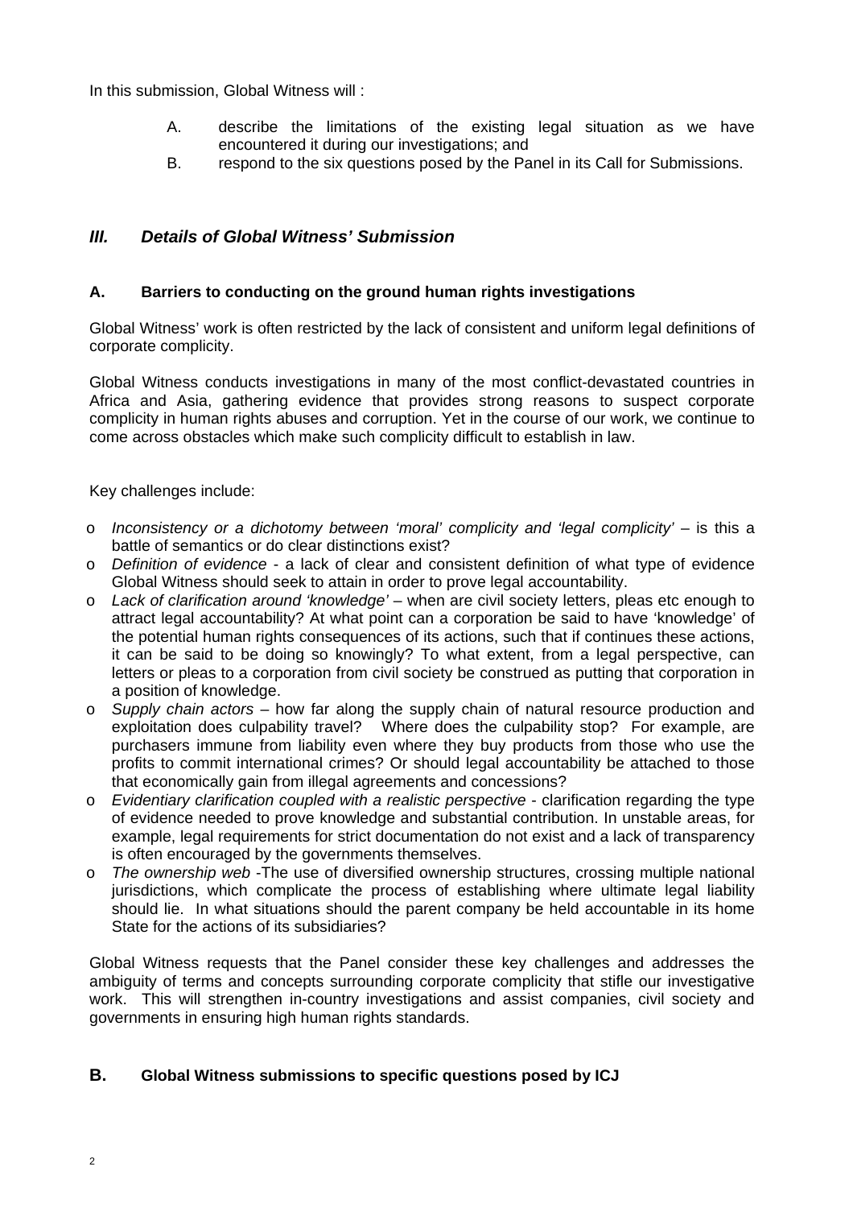In this submission, Global Witness will :

A. describe the limitations of the existing legal situation as we have encountered it during our investigations; and

B. respond to the six questions posed by the Panel in its Call for Submissions.

## *III. Details of Global Witness' Submission*

### A. Barriers to conducting on the ground human rights investigations

Global Witness' work is often restricted by the lack of consistent and uniform legal definitions of corporate complicity.

Global Witness conducts investigations in many of the most conflict-devastated countries in Africa and Asia, gathering evidence that provides strong reasons to suspect corporate complicity in human rights abuses and corruption. Yet in the course of our work, we continue to come across obstacles which make such complicity difficult to establish in law.

Key challenges include:

- *Inconsistency or a dichotomy between 'moral' complicity and 'legal complicity'* – is this a battle of semantics or do clear distinctions exist?
- *Definition of evidence* - a lack of clear and consistent definition of what type of evidence Global Witness should seek to attain in order to prove legal accountability.
- *Lack of clarification around 'knowledge'* – when are civil society letters, pleas etc enough to attract legal accountability? At what point can a corporation be said to have 'knowledge' of the potential human rights consequences of its actions, such that if continues these actions, it can be said to be doing so knowingly? To what extent, from a legal perspective, can letters or pleas to a corporation from civil society be construed as putting that corporation in a position of knowledge.
- *Supply chain actors* – how far along the supply chain of natural resource production and exploitation does culpability travel? Where does the culpability stop? For example, are purchasers immune from liability even where they buy products from those who use the profits to commit international crimes? Or should legal accountability be attached to those that economically gain from illegal agreements and concessions?
- *Evidentiary clarification coupled with a realistic perspective* - clarification regarding the type of evidence needed to prove knowledge and substantial contribution. In unstable areas, for example, legal requirements for strict documentation do not exist and a lack of transparency is often encouraged by the governments themselves.
- *The ownership web* -The use of diversified ownership structures, crossing multiple national jurisdictions, which complicate the process of establishing where ultimate legal liability should lie. In what situations should the parent company be held accountable in its home State for the actions of its subsidiaries?

Global Witness requests that the Panel consider these key challenges and addresses the ambiguity of terms and concepts surrounding corporate complicity that stifle our investigative work. This will strengthen in-country investigations and assist companies, civil society and governments in ensuring high human rights standards.

### B. Global Witness submissions to specific questions posed by ICJ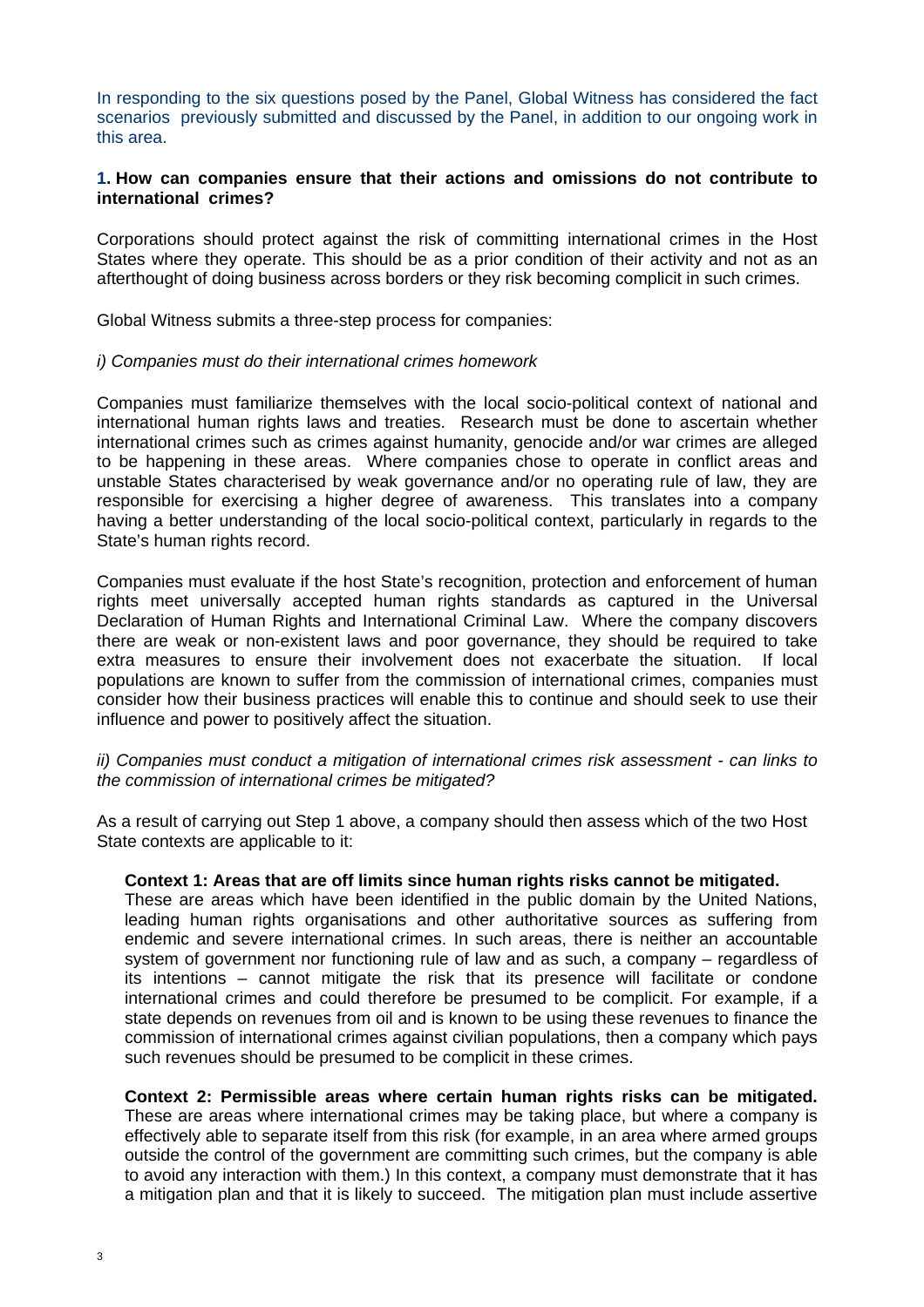In responding to the six questions posed by the Panel, Global Witness has considered the fact scenarios previously submitted and discussed by the Panel, in addition to our ongoing work in this area.

**1. How can companies ensure that their actions and omissions do not contribute to international crimes?**

Corporations should protect against the risk of committing international crimes in the Host States where they operate. This should be as a prior condition of their activity and not as an afterthought of doing business across borders or they risk becoming complicit in such crimes.

Global Witness submits a three-step process for companies:

*i) Companies must do their international crimes homework*

Companies must familiarize themselves with the local socio-political context of national and international human rights laws and treaties. Research must be done to ascertain whether international crimes such as crimes against humanity, genocide and/or war crimes are alleged to be happening in these areas. Where companies chose to operate in conflict areas and unstable States characterised by weak governance and/or no operating rule of law, they are responsible for exercising a higher degree of awareness. This translates into a company having a better understanding of the local socio-political context, particularly in regards to the State's human rights record.

Companies must evaluate if the host State's recognition, protection and enforcement of human rights meet universally accepted human rights standards as captured in the Universal Declaration of Human Rights and International Criminal Law. Where the company discovers there are weak or non-existent laws and poor governance, they should be required to take extra measures to ensure their involvement does not exacerbate the situation. If local populations are known to suffer from the commission of international crimes, companies must consider how their business practices will enable this to continue and should seek to use their influence and power to positively affect the situation.

*ii) Companies must conduct a mitigation of international crimes risk assessment - can links to the commission of international crimes be mitigated?*

As a result of carrying out Step 1 above, a company should then assess which of the two Host State contexts are applicable to it:

**Context 1: Areas that are off limits since human rights risks cannot be mitigated.**
These are areas which have been identified in the public domain by the United Nations, leading human rights organisations and other authoritative sources as suffering from endemic and severe international crimes. In such areas, there is neither an accountable system of government nor functioning rule of law and as such, a company – regardless of its intentions – cannot mitigate the risk that its presence will facilitate or condone international crimes and could therefore be presumed to be complicit. For example, if a state depends on revenues from oil and is known to be using these revenues to finance the commission of international crimes against civilian populations, then a company which pays such revenues should be presumed to be complicit in these crimes.

**Context 2: Permissible areas where certain human rights risks can be mitigated.**
These are areas where international crimes may be taking place, but where a company is effectively able to separate itself from this risk (for example, in an area where armed groups outside the control of the government are committing such crimes, but the company is able to avoid any interaction with them.) In this context, a company must demonstrate that it has a mitigation plan and that it is likely to succeed. The mitigation plan must include assertive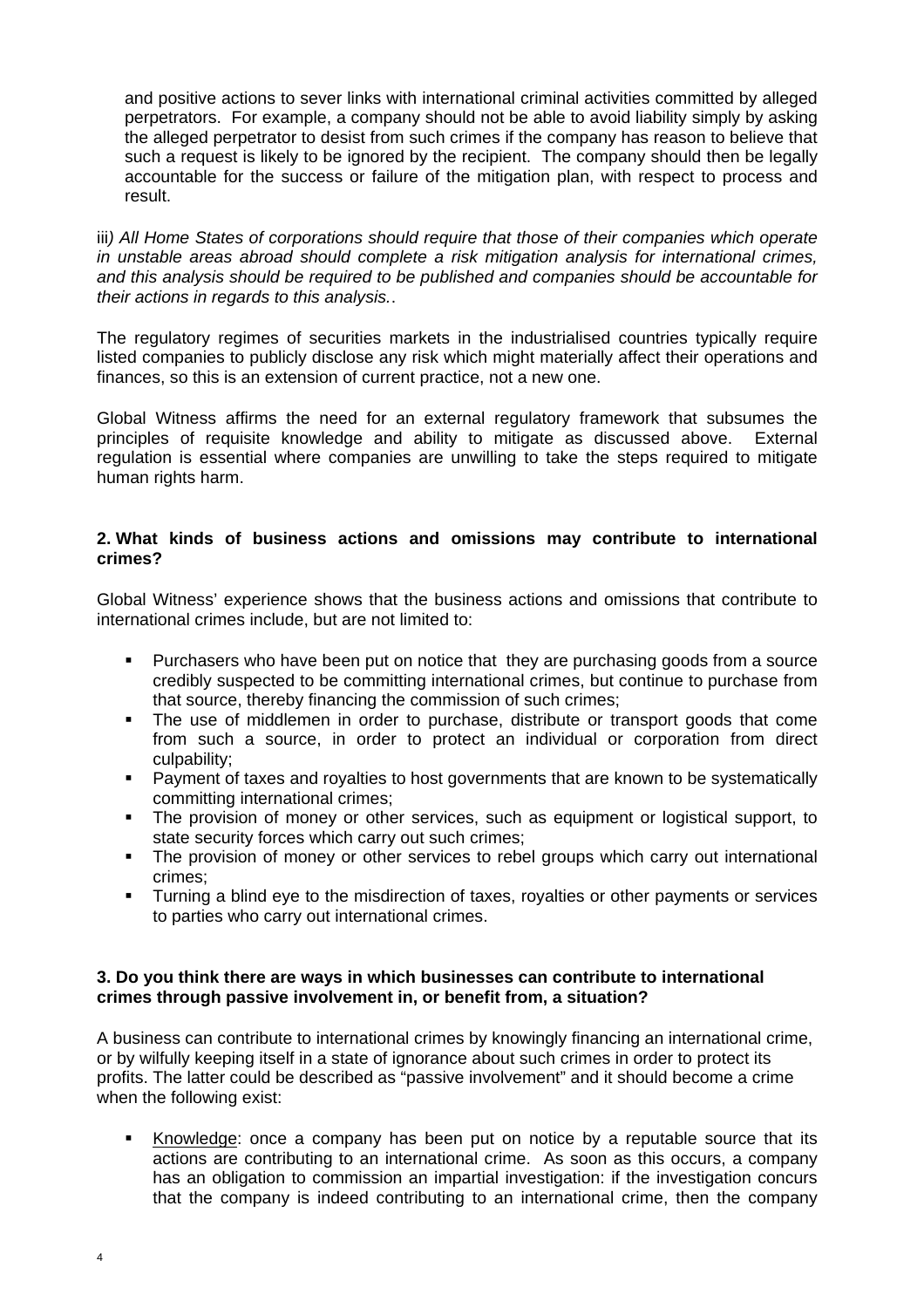and positive actions to sever links with international criminal activities committed by alleged perpetrators. For example, a company should not be able to avoid liability simply by asking the alleged perpetrator to desist from such crimes if the company has reason to believe that such a request is likely to be ignored by the recipient. The company should then be legally accountable for the success or failure of the mitigation plan, with respect to process and result.

iii*) All Home States of corporations should require that those of their companies which operate in unstable areas abroad should complete a risk mitigation analysis for international crimes, and this analysis should be required to be published and companies should be accountable for their actions in regards to this analysis.*.

The regulatory regimes of securities markets in the industrialised countries typically require listed companies to publicly disclose any risk which might materially affect their operations and finances, so this is an extension of current practice, not a new one.

Global Witness affirms the need for an external regulatory framework that subsumes the principles of requisite knowledge and ability to mitigate as discussed above. External regulation is essential where companies are unwilling to take the steps required to mitigate human rights harm.

**2. What kinds of business actions and omissions may contribute to international crimes?**

Global Witness' experience shows that the business actions and omissions that contribute to international crimes include, but are not limited to:

- Purchasers who have been put on notice that they are purchasing goods from a source credibly suspected to be committing international crimes, but continue to purchase from that source, thereby financing the commission of such crimes;
- The use of middlemen in order to purchase, distribute or transport goods that come from such a source, in order to protect an individual or corporation from direct culpability;
- Payment of taxes and royalties to host governments that are known to be systematically committing international crimes;
- The provision of money or other services, such as equipment or logistical support, to state security forces which carry out such crimes;
- The provision of money or other services to rebel groups which carry out international crimes;
- Turning a blind eye to the misdirection of taxes, royalties or other payments or services to parties who carry out international crimes.

**3. Do you think there are ways in which businesses can contribute to international crimes through passive involvement in, or benefit from, a situation?**

A business can contribute to international crimes by knowingly financing an international crime, or by wilfully keeping itself in a state of ignorance about such crimes in order to protect its profits. The latter could be described as "passive involvement" and it should become a crime when the following exist:

- Knowledge: once a company has been put on notice by a reputable source that its actions are contributing to an international crime. As soon as this occurs, a company has an obligation to commission an impartial investigation: if the investigation concurs that the company is indeed contributing to an international crime, then the company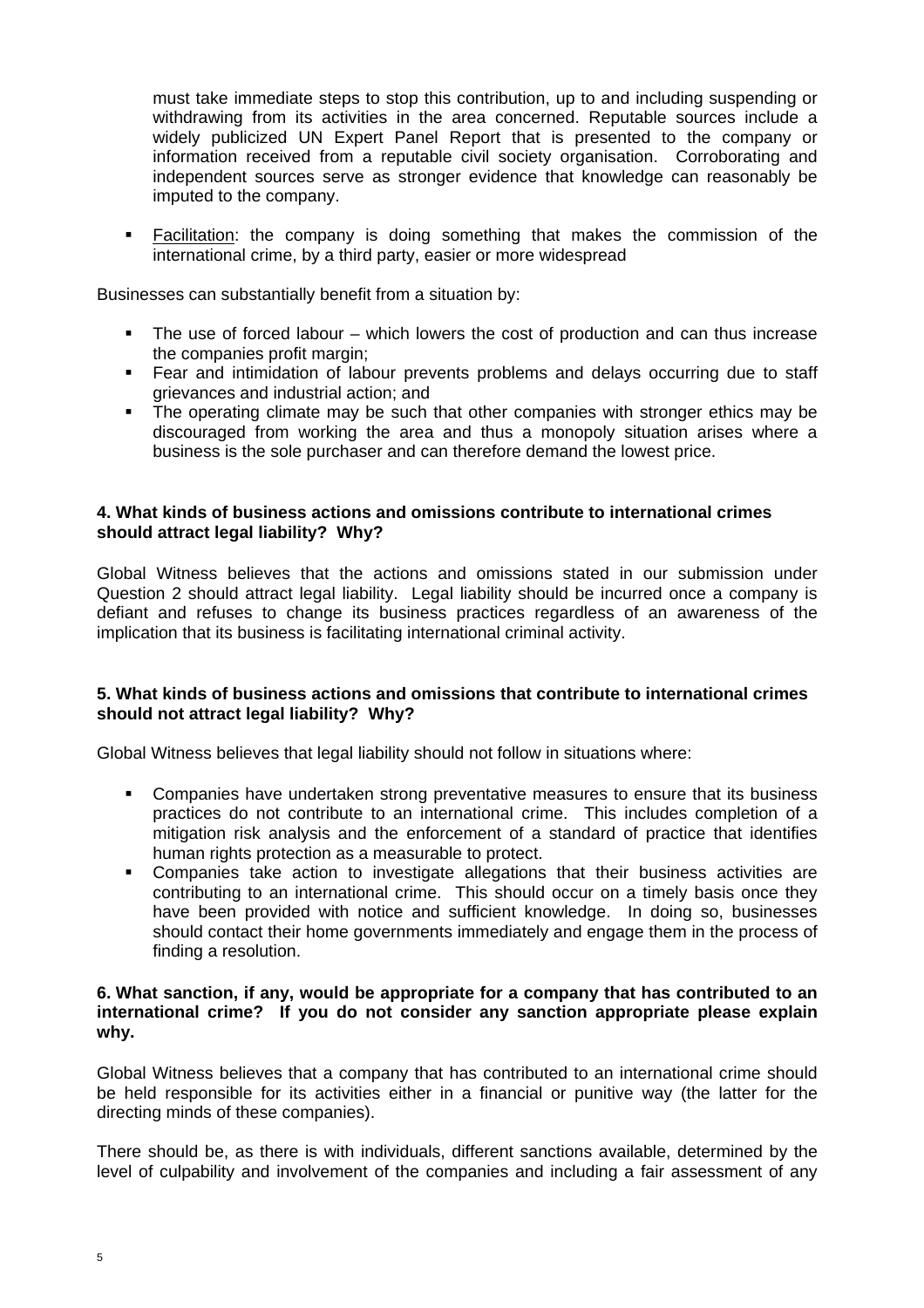must take immediate steps to stop this contribution, up to and including suspending or withdrawing from its activities in the area concerned. Reputable sources include a widely publicized UN Expert Panel Report that is presented to the company or information received from a reputable civil society organisation. Corroborating and independent sources serve as stronger evidence that knowledge can reasonably be imputed to the company.

- Facilitation: the company is doing something that makes the commission of the international crime, by a third party, easier or more widespread

Businesses can substantially benefit from a situation by:

- The use of forced labour – which lowers the cost of production and can thus increase the companies profit margin;
- Fear and intimidation of labour prevents problems and delays occurring due to staff grievances and industrial action; and
- The operating climate may be such that other companies with stronger ethics may be discouraged from working the area and thus a monopoly situation arises where a business is the sole purchaser and can therefore demand the lowest price.

**4. What kinds of business actions and omissions contribute to international crimes should attract legal liability? Why?**

Global Witness believes that the actions and omissions stated in our submission under Question 2 should attract legal liability. Legal liability should be incurred once a company is defiant and refuses to change its business practices regardless of an awareness of the implication that its business is facilitating international criminal activity.

**5. What kinds of business actions and omissions that contribute to international crimes should not attract legal liability? Why?**

Global Witness believes that legal liability should not follow in situations where:

- Companies have undertaken strong preventative measures to ensure that its business practices do not contribute to an international crime. This includes completion of a mitigation risk analysis and the enforcement of a standard of practice that identifies human rights protection as a measurable to protect.
- Companies take action to investigate allegations that their business activities are contributing to an international crime. This should occur on a timely basis once they have been provided with notice and sufficient knowledge. In doing so, businesses should contact their home governments immediately and engage them in the process of finding a resolution.

**6. What sanction, if any, would be appropriate for a company that has contributed to an international crime? If you do not consider any sanction appropriate please explain why.**

Global Witness believes that a company that has contributed to an international crime should be held responsible for its activities either in a financial or punitive way (the latter for the directing minds of these companies).

There should be, as there is with individuals, different sanctions available, determined by the level of culpability and involvement of the companies and including a fair assessment of any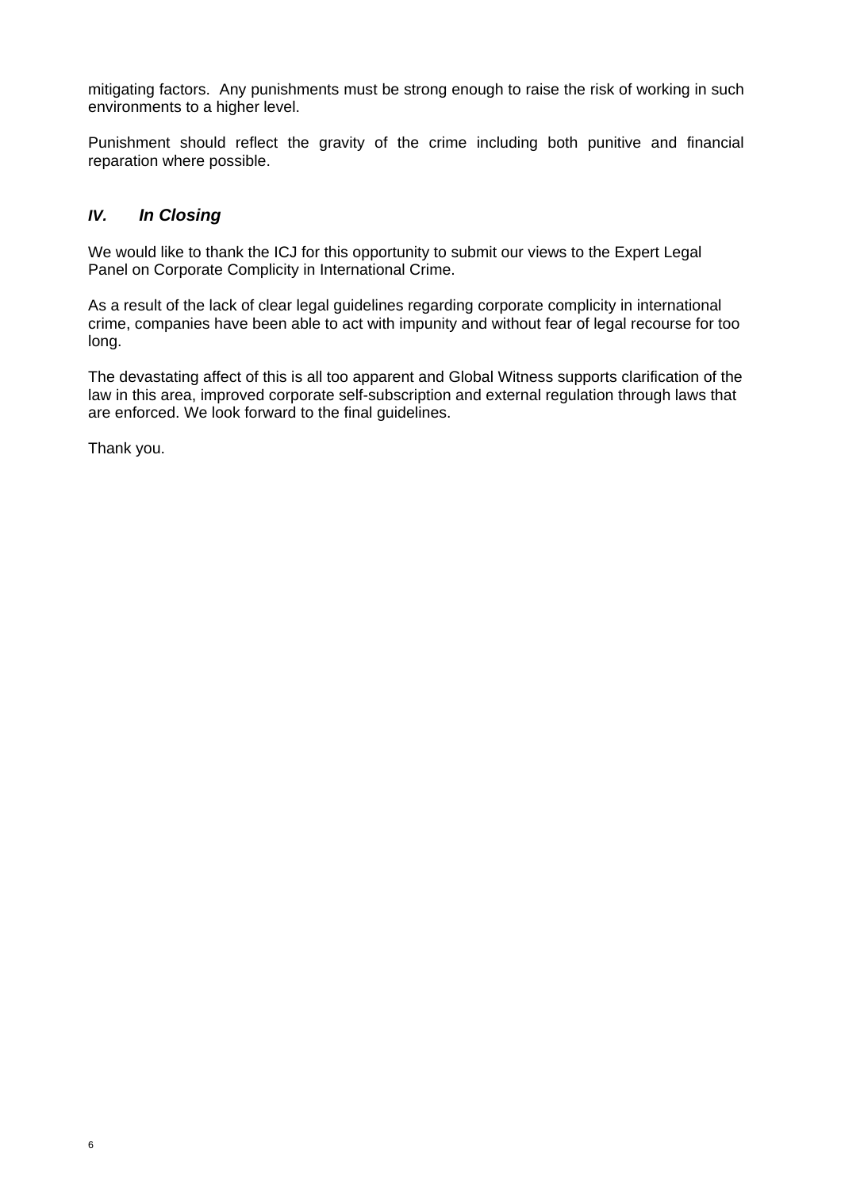mitigating factors. Any punishments must be strong enough to raise the risk of working in such environments to a higher level.

Punishment should reflect the gravity of the crime including both punitive and financial reparation where possible.

## *IV. In Closing*

We would like to thank the ICJ for this opportunity to submit our views to the Expert Legal Panel on Corporate Complicity in International Crime.

As a result of the lack of clear legal guidelines regarding corporate complicity in international crime, companies have been able to act with impunity and without fear of legal recourse for too long.

The devastating affect of this is all too apparent and Global Witness supports clarification of the law in this area, improved corporate self-subscription and external regulation through laws that are enforced. We look forward to the final guidelines.

Thank you.